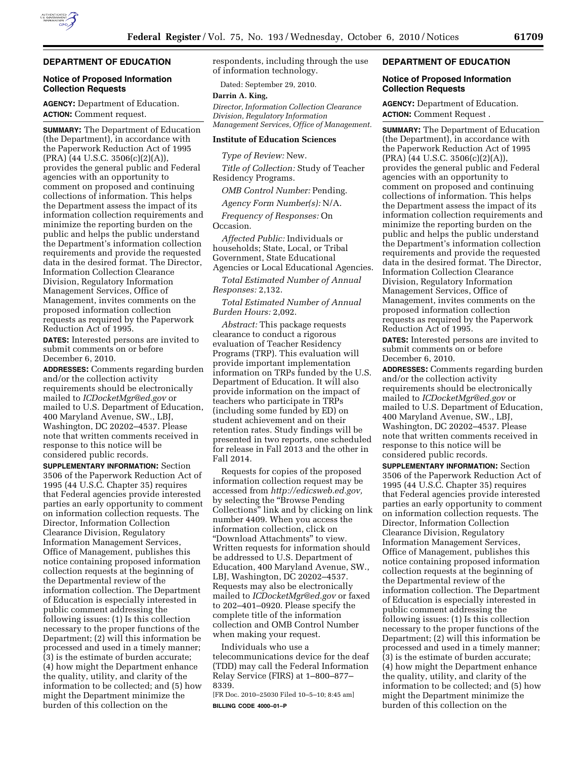## DEPARTMENT OF EDUCATION

### Notice of Proposed Information Collection Requests

**AGENCY:** Department of Education.

**ACTION:** Comment request.

**SUMMARY:** The Department of Education (the Department), in accordance with the Paperwork Reduction Act of 1995 (PRA) (44 U.S.C. 3506(c)(2)(A)), provides the general public and Federal agencies with an opportunity to comment on proposed and continuing collections of information. This helps the Department assess the impact of its information collection requirements and minimize the reporting burden on the public and helps the public understand the Department's information collection requirements and provide the requested data in the desired format. The Director, Information Collection Clearance Division, Regulatory Information Management Services, Office of Management, invites comments on the proposed information collection requests as required by the Paperwork Reduction Act of 1995.

**DATES:** Interested persons are invited to submit comments on or before December 6, 2010.

**ADDRESSES:** Comments regarding burden and/or the collection activity requirements should be electronically mailed to *ICDocketMgr@ed.gov* or mailed to U.S. Department of Education, 400 Maryland Avenue, SW., LBJ, Washington, DC 20202–4537. Please note that written comments received in response to this notice will be considered public records.

**SUPPLEMENTARY INFORMATION:** Section 3506 of the Paperwork Reduction Act of 1995 (44 U.S.C. Chapter 35) requires that Federal agencies provide interested parties an early opportunity to comment on information collection requests. The Director, Information Collection Clearance Division, Regulatory Information Management Services, Office of Management, publishes this notice containing proposed information collection requests at the beginning of the Departmental review of the information collection. The Department of Education is especially interested in public comment addressing the following issues: (1) Is this collection necessary to the proper functions of the Department; (2) will this information be processed and used in a timely manner; (3) is the estimate of burden accurate; (4) how might the Department enhance the quality, utility, and clarity of the information to be collected; and (5) how might the Department minimize the burden of this collection on the respondents, including through the use of information technology.

Dated: September 29, 2010.

**Darrin A. King,**

*Director, Information Collection Clearance Division, Regulatory Information Management Services, Office of Management.*

### Institute of Education Sciences

*Type of Review:* New.

*Title of Collection:* Study of Teacher Residency Programs.

*OMB Control Number:* Pending.

*Agency Form Number(s):* N/A.

*Frequency of Responses:* On Occasion.

*Affected Public:* Individuals or households; State, Local, or Tribal Government, State Educational Agencies or Local Educational Agencies.

*Total Estimated Number of Annual Responses:* 2,132.

*Total Estimated Number of Annual Burden Hours:* 2,092.

*Abstract:* This package requests clearance to conduct a rigorous evaluation of Teacher Residency Programs (TRP). This evaluation will provide important implementation information on TRPs funded by the U.S. Department of Education. It will also provide information on the impact of teachers who participate in TRPs (including some funded by ED) on student achievement and on their retention rates. Study findings will be presented in two reports, one scheduled for release in Fall 2013 and the other in Fall 2014.

Requests for copies of the proposed information collection request may be accessed from *http://edicsweb.ed.gov,* by selecting the "Browse Pending Collections" link and by clicking on link number 4409. When you access the information collection, click on "Download Attachments" to view. Written requests for information should be addressed to U.S. Department of Education, 400 Maryland Avenue, SW., LBJ, Washington, DC 20202–4537. Requests may also be electronically mailed to *ICDocketMgr@ed.gov* or faxed to 202–401–0920. Please specify the complete title of the information collection and OMB Control Number when making your request.

Individuals who use a telecommunications device for the deaf (TDD) may call the Federal Information Relay Service (FIRS) at 1–800–877–8339.

[FR Doc. 2010–25030 Filed 10–5–10; 8:45 am]

**BILLING CODE 4000–01–P**

## DEPARTMENT OF EDUCATION

### Notice of Proposed Information Collection Requests

**AGENCY:** Department of Education.

**ACTION:** Comment Request .

**SUMMARY:** The Department of Education (the Department), in accordance with the Paperwork Reduction Act of 1995 (PRA) (44 U.S.C. 3506(c)(2)(A)), provides the general public and Federal agencies with an opportunity to comment on proposed and continuing collections of information. This helps the Department assess the impact of its information collection requirements and minimize the reporting burden on the public and helps the public understand the Department's information collection requirements and provide the requested data in the desired format. The Director, Information Collection Clearance Division, Regulatory Information Management Services, Office of Management, invites comments on the proposed information collection requests as required by the Paperwork Reduction Act of 1995.

**DATES:** Interested persons are invited to submit comments on or before December 6, 2010.

**ADDRESSES:** Comments regarding burden and/or the collection activity requirements should be electronically mailed to *ICDocketMgr@ed.gov* or mailed to U.S. Department of Education, 400 Maryland Avenue, SW., LBJ, Washington, DC 20202–4537. Please note that written comments received in response to this notice will be considered public records.

**SUPPLEMENTARY INFORMATION:** Section 3506 of the Paperwork Reduction Act of 1995 (44 U.S.C. Chapter 35) requires that Federal agencies provide interested parties an early opportunity to comment on information collection requests. The Director, Information Collection Clearance Division, Regulatory Information Management Services, Office of Management, publishes this notice containing proposed information collection requests at the beginning of the Departmental review of the information collection. The Department of Education is especially interested in public comment addressing the following issues: (1) Is this collection necessary to the proper functions of the Department; (2) will this information be processed and used in a timely manner; (3) is the estimate of burden accurate; (4) how might the Department enhance the quality, utility, and clarity of the information to be collected; and (5) how might the Department minimize the burden of this collection on the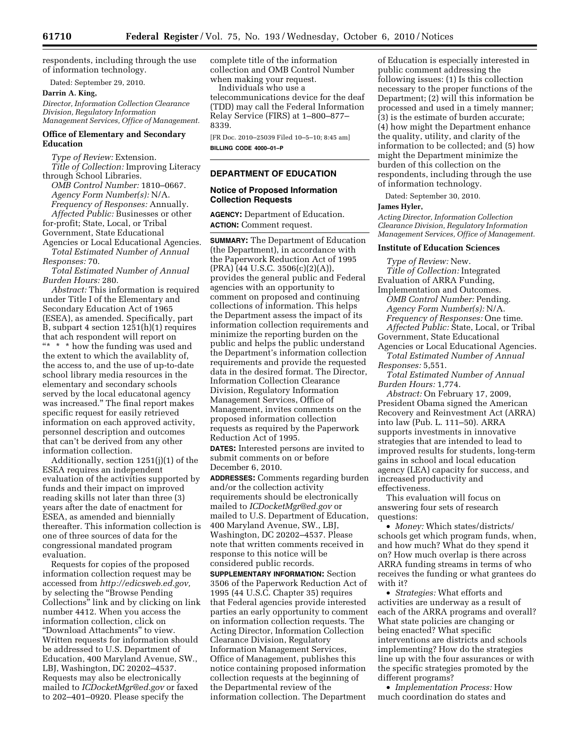respondents, including through the use of information technology.

Dated: September 29, 2010.

**Darrin A. King,**

*Director, Information Collection Clearance Division, Regulatory Information Management Services, Office of Management.*

**Office of Elementary and Secondary Education**

*Type of Review:* Extension.

*Title of Collection:* Improving Literacy through School Libraries.

*OMB Control Number:* 1810–0667.

*Agency Form Number(s):* N/A.

*Frequency of Responses:* Annually.

*Affected Public:* Businesses or other for-profit; State, Local, or Tribal Government, State Educational Agencies or Local Educational Agencies.

*Total Estimated Number of Annual Responses:* 70.

*Total Estimated Number of Annual Burden Hours:* 280.

*Abstract:* This information is required under Title I of the Elementary and Secondary Education Act of 1965 (ESEA), as amended. Specifically, part B, subpart 4 section 1251(h)(1) requires that ach respondent will report on "* * * how the funding was used and the extent to which the availablity of, the access to, and the use of up-to-date school library media resources in the elementary and secondary schools served by the local educatonal agency was increased." The final report makes specific request for easily retrieved information on each approved activity, personnel description and outcomes that can't be derived from any other information collection.

Additionally, section 1251(j)(1) of the ESEA requires an independent evaluation of the activities supported by funds and their impact on improved reading skills not later than three (3) years after the date of enactment for ESEA, as amended and biennially thereafter. This information collection is one of three sources of data for the congressional mandated program evaluation.

Requests for copies of the proposed information collection request may be accessed from *http://edicsweb.ed.gov,* by selecting the "Browse Pending Collections" link and by clicking on link number 4412. When you access the information collection, click on "Download Attachments" to view. Written requests for information should be addressed to U.S. Department of Education, 400 Maryland Avenue, SW., LBJ, Washington, DC 20202–4537. Requests may also be electronically mailed to *ICDocketMgr@ed.gov* or faxed to 202–401–0920. Please specify the complete title of the information collection and OMB Control Number when making your request.

Individuals who use a telecommunications device for the deaf (TDD) may call the Federal Information Relay Service (FIRS) at 1–800–877–8339.

[FR Doc. 2010–25039 Filed 10–5–10; 8:45 am]

**BILLING CODE 4000–01–P**

## DEPARTMENT OF EDUCATION

### Notice of Proposed Information Collection Requests

**AGENCY:** Department of Education.

**ACTION:** Comment request.

**SUMMARY:** The Department of Education (the Department), in accordance with the Paperwork Reduction Act of 1995 (PRA) (44 U.S.C. 3506(c)(2)(A)), provides the general public and Federal agencies with an opportunity to comment on proposed and continuing collections of information. This helps the Department assess the impact of its information collection requirements and minimize the reporting burden on the public and helps the public understand the Department's information collection requirements and provide the requested data in the desired format. The Director, Information Collection Clearance Division, Regulatory Information Management Services, Office of Management, invites comments on the proposed information collection requests as required by the Paperwork Reduction Act of 1995.

**DATES:** Interested persons are invited to submit comments on or before December 6, 2010.

**ADDRESSES:** Comments regarding burden and/or the collection activity requirements should be electronically mailed to *ICDocketMgr@ed.gov* or mailed to U.S. Department of Education, 400 Maryland Avenue, SW., LBJ, Washington, DC 20202–4537. Please note that written comments received in response to this notice will be considered public records.

**SUPPLEMENTARY INFORMATION:** Section 3506 of the Paperwork Reduction Act of 1995 (44 U.S.C. Chapter 35) requires that Federal agencies provide interested parties an early opportunity to comment on information collection requests. The Acting Director, Information Collection Clearance Division, Regulatory Information Management Services, Office of Management, publishes this notice containing proposed information collection requests at the beginning of the Departmental review of the information collection. The Department of Education is especially interested in public comment addressing the following issues: (1) Is this collection necessary to the proper functions of the Department; (2) will this information be processed and used in a timely manner; (3) is the estimate of burden accurate; (4) how might the Department enhance the quality, utility, and clarity of the information to be collected; and (5) how might the Department minimize the burden of this collection on the respondents, including through the use of information technology.

Dated: September 30, 2010.

**James Hyler,**

*Acting Director, Information Collection Clearance Division, Regulatory Information Management Services, Office of Management.*

**Institute of Education Sciences**

*Type of Review:* New.

*Title of Collection:* Integrated Evaluation of ARRA Funding, Implementation and Outcomes.

*OMB Control Number:* Pending.

*Agency Form Number(s):* N/A.

*Frequency of Responses:* One time.

*Affected Public:* State, Local, or Tribal Government, State Educational Agencies or Local Educational Agencies.

*Total Estimated Number of Annual Responses:* 5,551.

*Total Estimated Number of Annual Burden Hours:* 1,774.

*Abstract:* On February 17, 2009, President Obama signed the American Recovery and Reinvestment Act (ARRA) into law (Pub. L. 111–50). ARRA supports investments in innovative strategies that are intended to lead to improved results for students, long-term gains in school and local education agency (LEA) capacity for success, and increased productivity and effectiveness.

This evaluation will focus on answering four sets of research questions:

- *Money:* Which states/districts/schools get which program funds, when, and how much? What do they spend it on? How much overlap is there across ARRA funding streams in terms of who receives the funding or what grantees do with it?
- *Strategies:* What efforts and activities are underway as a result of each of the ARRA programs and overall? What state policies are changing or being enacted? What specific interventions are districts and schools implementing? How do the strategies line up with the four assurances or with the specific strategies promoted by the different programs?
- *Implementation Process:* How much coordination do states and